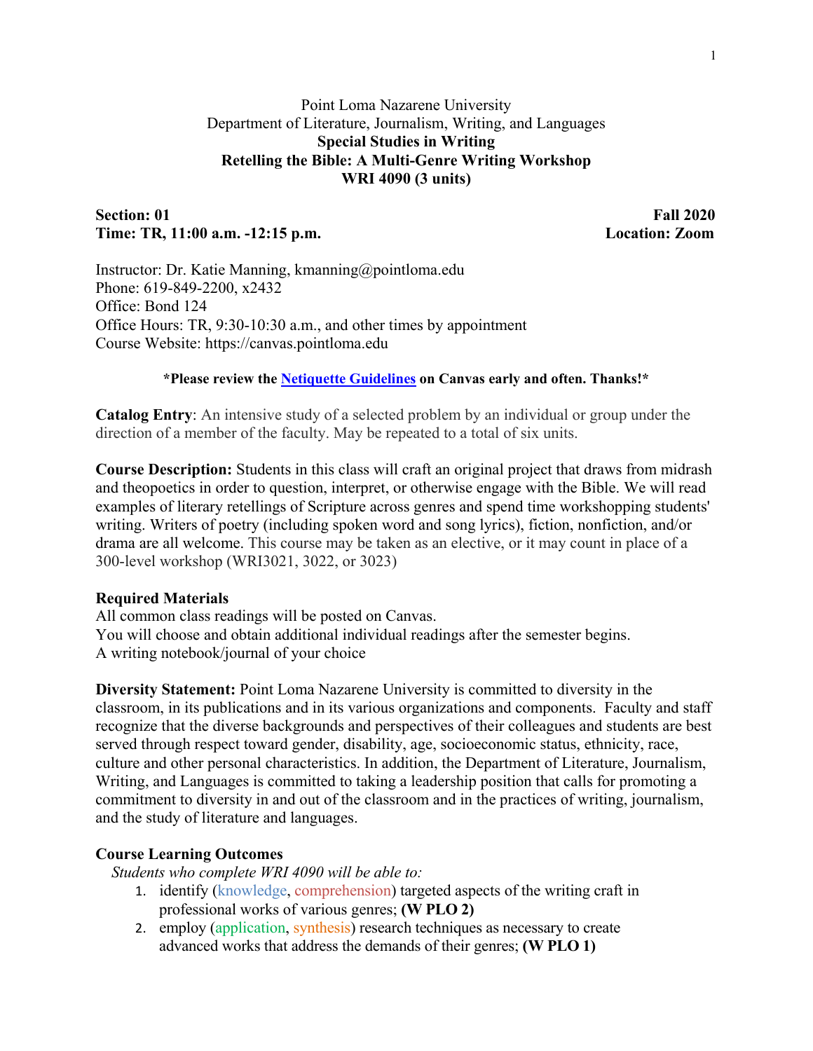Point Loma Nazarene University
Department of Literature, Journalism, Writing, and Languages

**Special Studies in Writing**
**Retelling the Bible: A Multi-Genre Writing Workshop**
**WRI 4090 (3 units)**

**Section: 01** | **Fall 2020**
**Time: TR, 11:00 a.m. -12:15 p.m.** | **Location: Zoom**

Instructor: Dr. Katie Manning, kmanning@pointloma.edu
Phone: 619-849-2200, x2432
Office: Bond 124
Office Hours: TR, 9:30-10:30 a.m., and other times by appointment
Course Website: https://canvas.pointloma.edu

**\*Please review the Netiquette Guidelines on Canvas early and often. Thanks!\***

**Catalog Entry**: An intensive study of a selected problem by an individual or group under the direction of a member of the faculty. May be repeated to a total of six units.

**Course Description:** Students in this class will craft an original project that draws from midrash and theopoetics in order to question, interpret, or otherwise engage with the Bible. We will read examples of literary retellings of Scripture across genres and spend time workshopping students' writing. Writers of poetry (including spoken word and song lyrics), fiction, nonfiction, and/or drama are all welcome. This course may be taken as an elective, or it may count in place of a 300-level workshop (WRI3021, 3022, or 3023)

**Required Materials**

All common class readings will be posted on Canvas.
You will choose and obtain additional individual readings after the semester begins.
A writing notebook/journal of your choice

**Diversity Statement:** Point Loma Nazarene University is committed to diversity in the classroom, in its publications and in its various organizations and components. Faculty and staff recognize that the diverse backgrounds and perspectives of their colleagues and students are best served through respect toward gender, disability, age, socioeconomic status, ethnicity, race, culture and other personal characteristics. In addition, the Department of Literature, Journalism, Writing, and Languages is committed to taking a leadership position that calls for promoting a commitment to diversity in and out of the classroom and in the practices of writing, journalism, and the study of literature and languages.

**Course Learning Outcomes**

*Students who complete WRI 4090 will be able to:*

1. identify (knowledge, comprehension) targeted aspects of the writing craft in professional works of various genres; **(W PLO 2)**
2. employ (application, synthesis) research techniques as necessary to create advanced works that address the demands of their genres; **(W PLO 1)**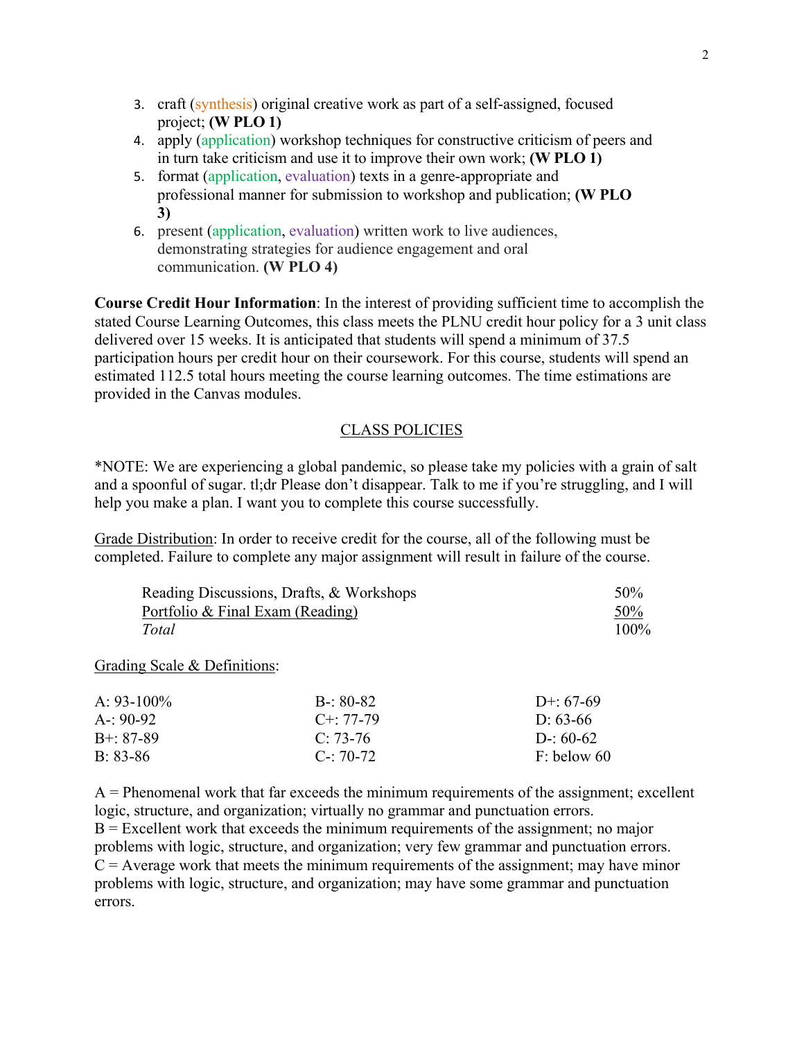3. craft (synthesis) original creative work as part of a self-assigned, focused project; **(W PLO 1)**
4. apply (application) workshop techniques for constructive criticism of peers and in turn take criticism and use it to improve their own work; **(W PLO 1)**
5. format (application, evaluation) texts in a genre-appropriate and professional manner for submission to workshop and publication; **(W PLO 3)**
6. present (application, evaluation) written work to live audiences, demonstrating strategies for audience engagement and oral communication. **(W PLO 4)**

**Course Credit Hour Information**: In the interest of providing sufficient time to accomplish the stated Course Learning Outcomes, this class meets the PLNU credit hour policy for a 3 unit class delivered over 15 weeks. It is anticipated that students will spend a minimum of 37.5 participation hours per credit hour on their coursework. For this course, students will spend an estimated 112.5 total hours meeting the course learning outcomes. The time estimations are provided in the Canvas modules.

## CLASS POLICIES

*NOTE: We are experiencing a global pandemic, so please take my policies with a grain of salt and a spoonful of sugar. tl;dr Please don't disappear. Talk to me if you're struggling, and I will help you make a plan. I want you to complete this course successfully.

Grade Distribution: In order to receive credit for the course, all of the following must be completed. Failure to complete any major assignment will result in failure of the course.

| | |
|---|---|
| Reading Discussions, Drafts, & Workshops | 50% |
| Portfolio & Final Exam (Reading) | 50% |
| *Total* | 100% |

Grading Scale & Definitions:

| | | |
|---|---|---|
| A: 93-100% | B-: 80-82 | D+: 67-69 |
| A-: 90-92 | C+: 77-79 | D: 63-66 |
| B+: 87-89 | C: 73-76 | D-: 60-62 |
| B: 83-86 | C-: 70-72 | F: below 60 |

A = Phenomenal work that far exceeds the minimum requirements of the assignment; excellent logic, structure, and organization; virtually no grammar and punctuation errors.
B = Excellent work that exceeds the minimum requirements of the assignment; no major problems with logic, structure, and organization; very few grammar and punctuation errors.
C = Average work that meets the minimum requirements of the assignment; may have minor problems with logic, structure, and organization; may have some grammar and punctuation errors.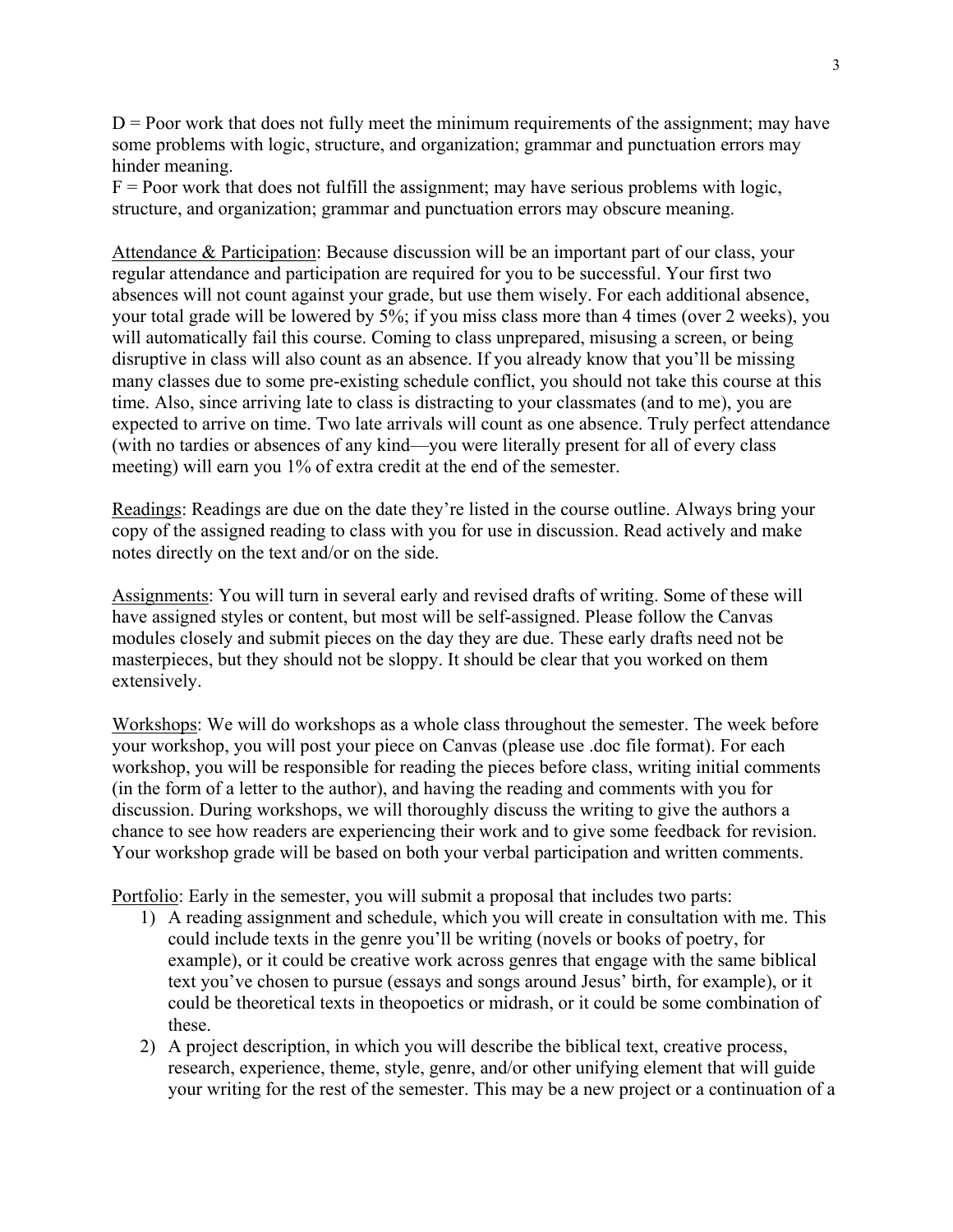D = Poor work that does not fully meet the minimum requirements of the assignment; may have some problems with logic, structure, and organization; grammar and punctuation errors may hinder meaning.
F = Poor work that does not fulfill the assignment; may have serious problems with logic, structure, and organization; grammar and punctuation errors may obscure meaning.

<u>Attendance & Participation</u>: Because discussion will be an important part of our class, your regular attendance and participation are required for you to be successful. Your first two absences will not count against your grade, but use them wisely. For each additional absence, your total grade will be lowered by 5%; if you miss class more than 4 times (over 2 weeks), you will automatically fail this course. Coming to class unprepared, misusing a screen, or being disruptive in class will also count as an absence. If you already know that you'll be missing many classes due to some pre-existing schedule conflict, you should not take this course at this time. Also, since arriving late to class is distracting to your classmates (and to me), you are expected to arrive on time. Two late arrivals will count as one absence. Truly perfect attendance (with no tardies or absences of any kind—you were literally present for all of every class meeting) will earn you 1% of extra credit at the end of the semester.

<u>Readings</u>: Readings are due on the date they're listed in the course outline. Always bring your copy of the assigned reading to class with you for use in discussion. Read actively and make notes directly on the text and/or on the side.

<u>Assignments</u>: You will turn in several early and revised drafts of writing. Some of these will have assigned styles or content, but most will be self-assigned. Please follow the Canvas modules closely and submit pieces on the day they are due. These early drafts need not be masterpieces, but they should not be sloppy. It should be clear that you worked on them extensively.

<u>Workshops</u>: We will do workshops as a whole class throughout the semester. The week before your workshop, you will post your piece on Canvas (please use .doc file format). For each workshop, you will be responsible for reading the pieces before class, writing initial comments (in the form of a letter to the author), and having the reading and comments with you for discussion. During workshops, we will thoroughly discuss the writing to give the authors a chance to see how readers are experiencing their work and to give some feedback for revision. Your workshop grade will be based on both your verbal participation and written comments.

<u>Portfolio</u>: Early in the semester, you will submit a proposal that includes two parts:

1) A reading assignment and schedule, which you will create in consultation with me. This could include texts in the genre you'll be writing (novels or books of poetry, for example), or it could be creative work across genres that engage with the same biblical text you've chosen to pursue (essays and songs around Jesus' birth, for example), or it could be theoretical texts in theopoetics or midrash, or it could be some combination of these.
2) A project description, in which you will describe the biblical text, creative process, research, experience, theme, style, genre, and/or other unifying element that will guide your writing for the rest of the semester. This may be a new project or a continuation of a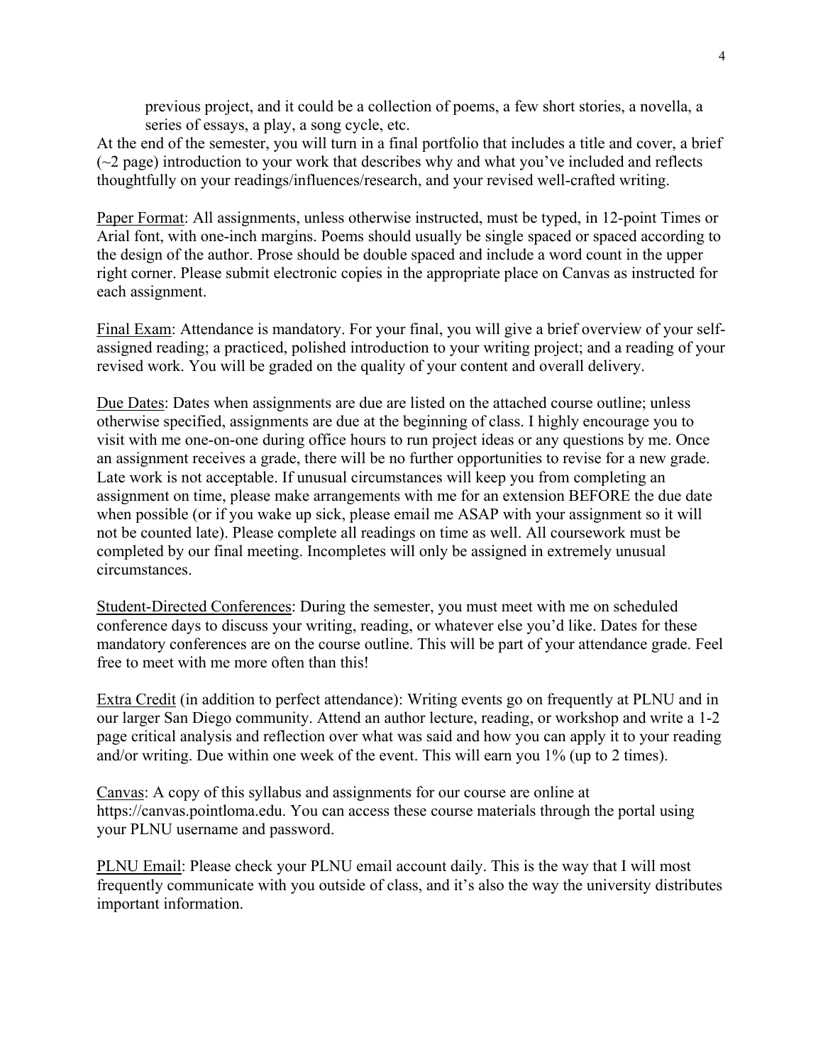previous project, and it could be a collection of poems, a few short stories, a novella, a series of essays, a play, a song cycle, etc.

At the end of the semester, you will turn in a final portfolio that includes a title and cover, a brief (~2 page) introduction to your work that describes why and what you've included and reflects thoughtfully on your readings/influences/research, and your revised well-crafted writing.

Paper Format: All assignments, unless otherwise instructed, must be typed, in 12-point Times or Arial font, with one-inch margins. Poems should usually be single spaced or spaced according to the design of the author. Prose should be double spaced and include a word count in the upper right corner. Please submit electronic copies in the appropriate place on Canvas as instructed for each assignment.

Final Exam: Attendance is mandatory. For your final, you will give a brief overview of your self-assigned reading; a practiced, polished introduction to your writing project; and a reading of your revised work. You will be graded on the quality of your content and overall delivery.

Due Dates: Dates when assignments are due are listed on the attached course outline; unless otherwise specified, assignments are due at the beginning of class. I highly encourage you to visit with me one-on-one during office hours to run project ideas or any questions by me. Once an assignment receives a grade, there will be no further opportunities to revise for a new grade. Late work is not acceptable. If unusual circumstances will keep you from completing an assignment on time, please make arrangements with me for an extension BEFORE the due date when possible (or if you wake up sick, please email me ASAP with your assignment so it will not be counted late). Please complete all readings on time as well. All coursework must be completed by our final meeting. Incompletes will only be assigned in extremely unusual circumstances.

Student-Directed Conferences: During the semester, you must meet with me on scheduled conference days to discuss your writing, reading, or whatever else you'd like. Dates for these mandatory conferences are on the course outline. This will be part of your attendance grade. Feel free to meet with me more often than this!

Extra Credit (in addition to perfect attendance): Writing events go on frequently at PLNU and in our larger San Diego community. Attend an author lecture, reading, or workshop and write a 1-2 page critical analysis and reflection over what was said and how you can apply it to your reading and/or writing. Due within one week of the event. This will earn you 1% (up to 2 times).

Canvas: A copy of this syllabus and assignments for our course are online at https://canvas.pointloma.edu. You can access these course materials through the portal using your PLNU username and password.

PLNU Email: Please check your PLNU email account daily. This is the way that I will most frequently communicate with you outside of class, and it's also the way the university distributes important information.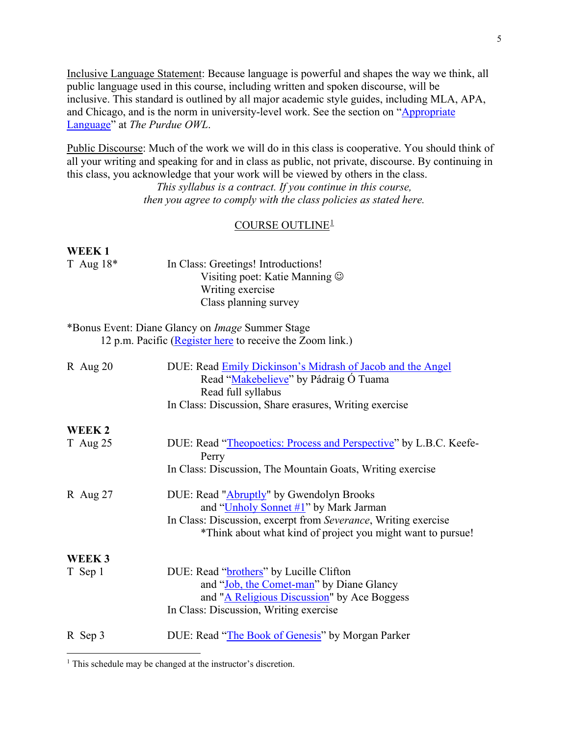<u>Inclusive Language Statement</u>: Because language is powerful and shapes the way we think, all public language used in this course, including written and spoken discourse, will be inclusive. This standard is outlined by all major academic style guides, including MLA, APA, and Chicago, and is the norm in university-level work. See the section on "Appropriate Language" at *The Purdue OWL*.

<u>Public Discourse</u>: Much of the work we will do in this class is cooperative. You should think of all your writing and speaking for and in class as public, not private, discourse. By continuing in this class, you acknowledge that your work will be viewed by others in the class.

*This syllabus is a contract. If you continue in this course, then you agree to comply with the class policies as stated here.*

## COURSE OUTLINE[1]

**WEEK 1**

T Aug 18* — In Class: Greetings! Introductions!
- Visiting poet: Katie Manning ☺
- Writing exercise
- Class planning survey

*Bonus Event: Diane Glancy on *Image* Summer Stage
12 p.m. Pacific (Register here to receive the Zoom link.)

R Aug 20 — DUE: Read Emily Dickinson's Midrash of Jacob and the Angel
- Read "Makebelieve" by Pádraig Ó Tuama
- Read full syllabus

In Class: Discussion, Share erasures, Writing exercise

**WEEK 2**

T Aug 25 — DUE: Read "Theopoetics: Process and Perspective" by L.B.C. Keefe-Perry

In Class: Discussion, The Mountain Goats, Writing exercise

R Aug 27 — DUE: Read "Abruptly" by Gwendolyn Brooks
- and "Unholy Sonnet #1" by Mark Jarman

In Class: Discussion, excerpt from *Severance*, Writing exercise
- *Think about what kind of project you might want to pursue!

**WEEK 3**

T Sep 1 — DUE: Read "brothers" by Lucille Clifton
- and "Job, the Comet-man" by Diane Glancy
- and "A Religious Discussion" by Ace Boggess

In Class: Discussion, Writing exercise

R Sep 3 — DUE: Read "The Book of Genesis" by Morgan Parker

---

[1] This schedule may be changed at the instructor's discretion.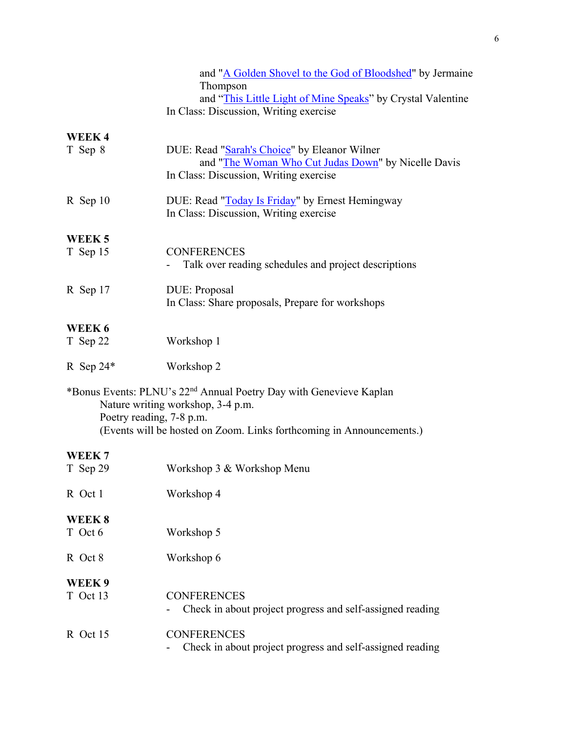and "A Golden Shovel to the God of Bloodshed" by Jermaine Thompson
and "This Little Light of Mine Speaks" by Crystal Valentine
In Class: Discussion, Writing exercise

**WEEK 4**

T Sep 8 — DUE: Read "Sarah's Choice" by Eleanor Wilner
and "The Woman Who Cut Judas Down" by Nicelle Davis
In Class: Discussion, Writing exercise

R Sep 10 — DUE: Read "Today Is Friday" by Ernest Hemingway
In Class: Discussion, Writing exercise

**WEEK 5**

T Sep 15 — CONFERENCES
- Talk over reading schedules and project descriptions

R Sep 17 — DUE: Proposal
In Class: Share proposals, Prepare for workshops

**WEEK 6**

T Sep 22 — Workshop 1

R Sep 24* — Workshop 2

*Bonus Events: PLNU's 22nd Annual Poetry Day with Genevieve Kaplan
Nature writing workshop, 3-4 p.m.
Poetry reading, 7-8 p.m.
(Events will be hosted on Zoom. Links forthcoming in Announcements.)

**WEEK 7**

T Sep 29 — Workshop 3 & Workshop Menu

R Oct 1 — Workshop 4

**WEEK 8**

T Oct 6 — Workshop 5

R Oct 8 — Workshop 6

**WEEK 9**

T Oct 13 — CONFERENCES
- Check in about project progress and self-assigned reading

R Oct 15 — CONFERENCES
- Check in about project progress and self-assigned reading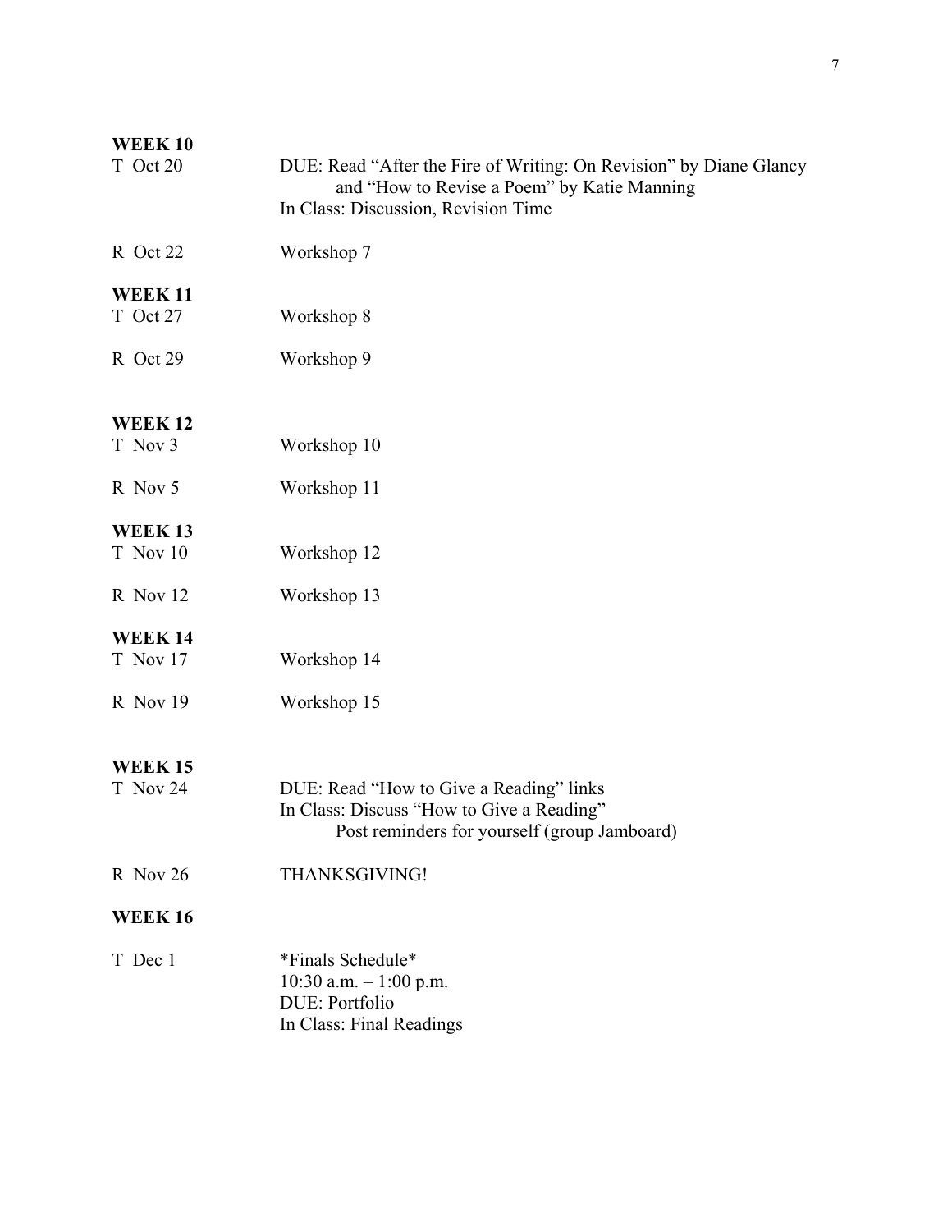**WEEK 10**

T Oct 20 — DUE: Read "After the Fire of Writing: On Revision" by Diane Glancy and "How to Revise a Poem" by Katie Manning
In Class: Discussion, Revision Time

R Oct 22 — Workshop 7

**WEEK 11**

T Oct 27 — Workshop 8

R Oct 29 — Workshop 9

**WEEK 12**

T Nov 3 — Workshop 10

R Nov 5 — Workshop 11

**WEEK 13**

T Nov 10 — Workshop 12

R Nov 12 — Workshop 13

**WEEK 14**

T Nov 17 — Workshop 14

R Nov 19 — Workshop 15

**WEEK 15**

T Nov 24 — DUE: Read "How to Give a Reading" links
In Class: Discuss "How to Give a Reading"
Post reminders for yourself (group Jamboard)

R Nov 26 — THANKSGIVING!

**WEEK 16**

T Dec 1 — *Finals Schedule*
10:30 a.m. – 1:00 p.m.
DUE: Portfolio
In Class: Final Readings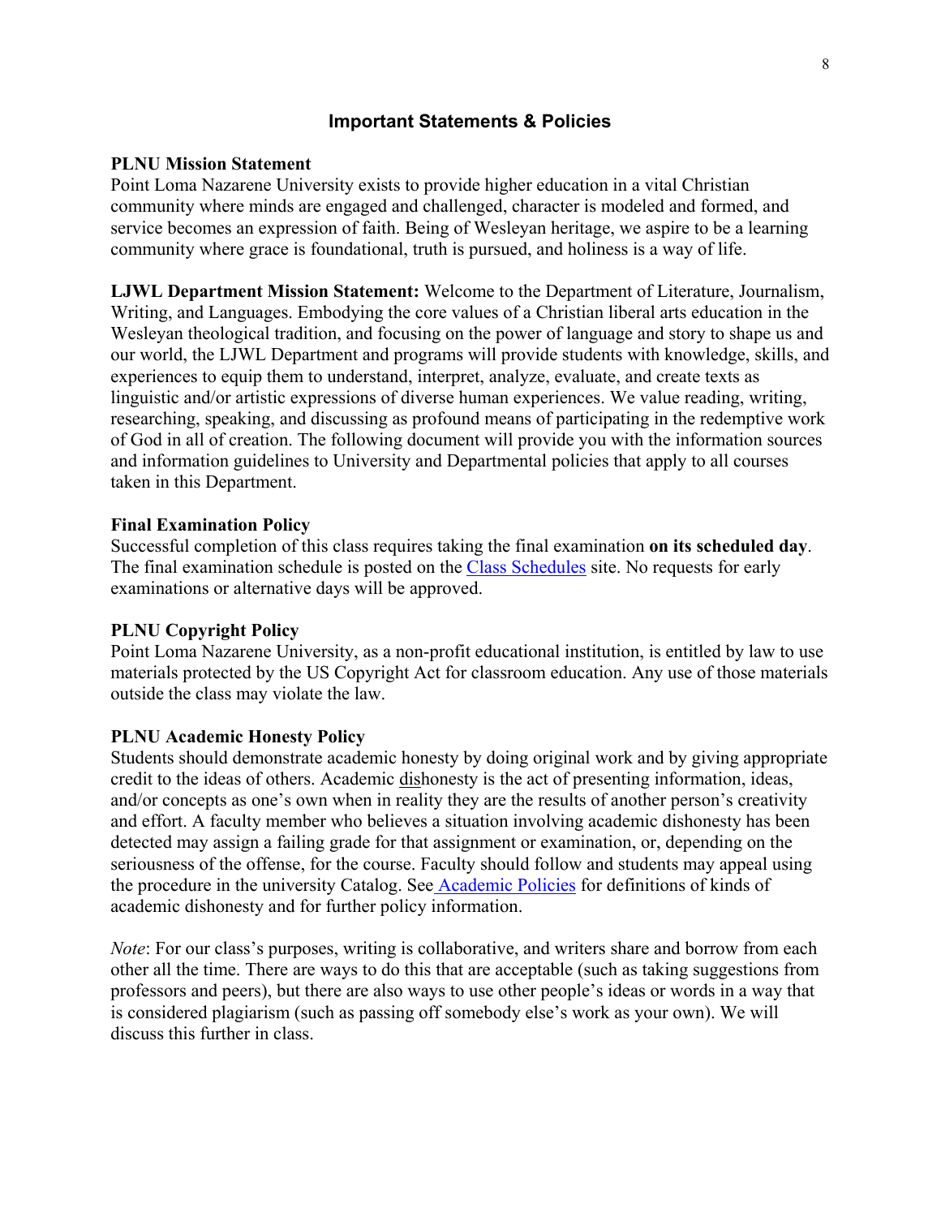## Important Statements & Policies

**PLNU Mission Statement**
Point Loma Nazarene University exists to provide higher education in a vital Christian community where minds are engaged and challenged, character is modeled and formed, and service becomes an expression of faith. Being of Wesleyan heritage, we aspire to be a learning community where grace is foundational, truth is pursued, and holiness is a way of life.

**LJWL Department Mission Statement:** Welcome to the Department of Literature, Journalism, Writing, and Languages. Embodying the core values of a Christian liberal arts education in the Wesleyan theological tradition, and focusing on the power of language and story to shape us and our world, the LJWL Department and programs will provide students with knowledge, skills, and experiences to equip them to understand, interpret, analyze, evaluate, and create texts as linguistic and/or artistic expressions of diverse human experiences. We value reading, writing, researching, speaking, and discussing as profound means of participating in the redemptive work of God in all of creation. The following document will provide you with the information sources and information guidelines to University and Departmental policies that apply to all courses taken in this Department.

**Final Examination Policy**
Successful completion of this class requires taking the final examination **on its scheduled day**. The final examination schedule is posted on the [Class Schedules]() site. No requests for early examinations or alternative days will be approved.

**PLNU Copyright Policy**
Point Loma Nazarene University, as a non-profit educational institution, is entitled by law to use materials protected by the US Copyright Act for classroom education. Any use of those materials outside the class may violate the law.

**PLNU Academic Honesty Policy**
Students should demonstrate academic honesty by doing original work and by giving appropriate credit to the ideas of others. Academic <u>dis</u>honesty is the act of presenting information, ideas, and/or concepts as one's own when in reality they are the results of another person's creativity and effort. A faculty member who believes a situation involving academic dishonesty has been detected may assign a failing grade for that assignment or examination, or, depending on the seriousness of the offense, for the course. Faculty should follow and students may appeal using the procedure in the university Catalog. See [Academic Policies]() for definitions of kinds of academic dishonesty and for further policy information.

*Note*: For our class's purposes, writing is collaborative, and writers share and borrow from each other all the time. There are ways to do this that are acceptable (such as taking suggestions from professors and peers), but there are also ways to use other people's ideas or words in a way that is considered plagiarism (such as passing off somebody else's work as your own). We will discuss this further in class.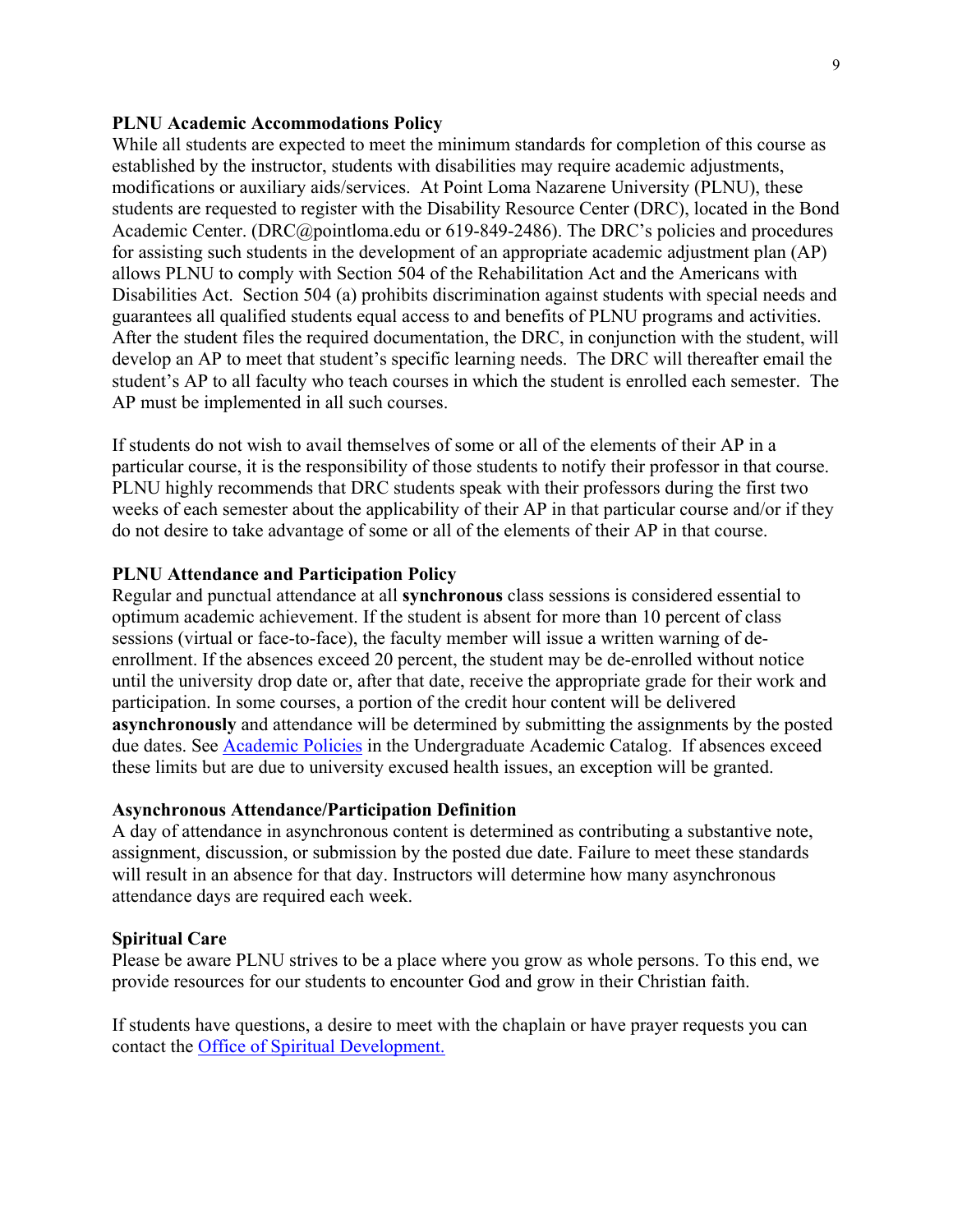**PLNU Academic Accommodations Policy**

While all students are expected to meet the minimum standards for completion of this course as established by the instructor, students with disabilities may require academic adjustments, modifications or auxiliary aids/services. At Point Loma Nazarene University (PLNU), these students are requested to register with the Disability Resource Center (DRC), located in the Bond Academic Center. (DRC@pointloma.edu or 619-849-2486). The DRC's policies and procedures for assisting such students in the development of an appropriate academic adjustment plan (AP) allows PLNU to comply with Section 504 of the Rehabilitation Act and the Americans with Disabilities Act. Section 504 (a) prohibits discrimination against students with special needs and guarantees all qualified students equal access to and benefits of PLNU programs and activities. After the student files the required documentation, the DRC, in conjunction with the student, will develop an AP to meet that student's specific learning needs. The DRC will thereafter email the student's AP to all faculty who teach courses in which the student is enrolled each semester. The AP must be implemented in all such courses.

If students do not wish to avail themselves of some or all of the elements of their AP in a particular course, it is the responsibility of those students to notify their professor in that course. PLNU highly recommends that DRC students speak with their professors during the first two weeks of each semester about the applicability of their AP in that particular course and/or if they do not desire to take advantage of some or all of the elements of their AP in that course.

**PLNU Attendance and Participation Policy**

Regular and punctual attendance at all **synchronous** class sessions is considered essential to optimum academic achievement. If the student is absent for more than 10 percent of class sessions (virtual or face-to-face), the faculty member will issue a written warning of de-enrollment. If the absences exceed 20 percent, the student may be de-enrolled without notice until the university drop date or, after that date, receive the appropriate grade for their work and participation. In some courses, a portion of the credit hour content will be delivered **asynchronously** and attendance will be determined by submitting the assignments by the posted due dates. See Academic Policies in the Undergraduate Academic Catalog. If absences exceed these limits but are due to university excused health issues, an exception will be granted.

**Asynchronous Attendance/Participation Definition**

A day of attendance in asynchronous content is determined as contributing a substantive note, assignment, discussion, or submission by the posted due date. Failure to meet these standards will result in an absence for that day. Instructors will determine how many asynchronous attendance days are required each week.

**Spiritual Care**

Please be aware PLNU strives to be a place where you grow as whole persons. To this end, we provide resources for our students to encounter God and grow in their Christian faith.

If students have questions, a desire to meet with the chaplain or have prayer requests you can contact the Office of Spiritual Development.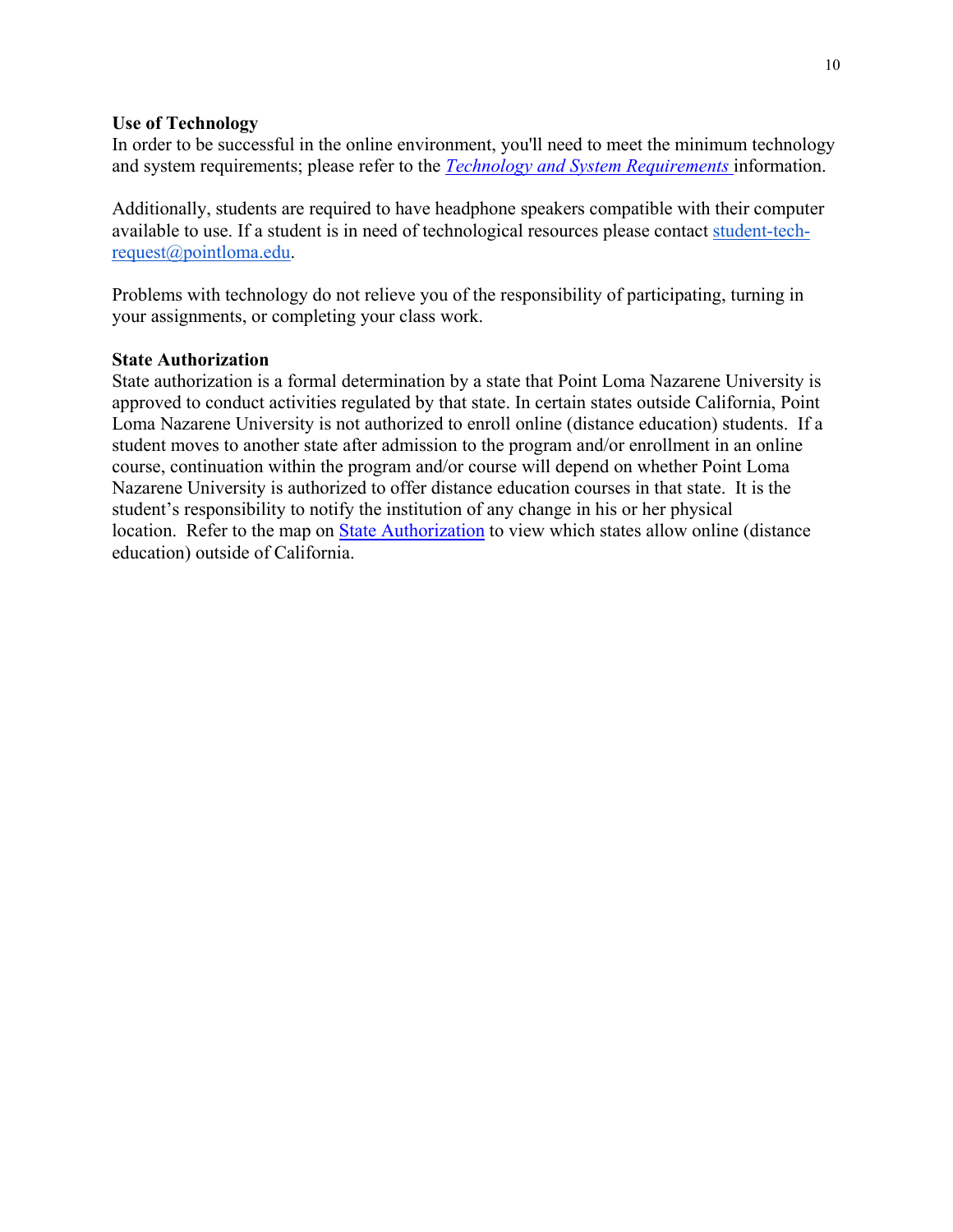**Use of Technology**

In order to be successful in the online environment, you'll need to meet the minimum technology and system requirements; please refer to the *Technology and System Requirements* information.

Additionally, students are required to have headphone speakers compatible with their computer available to use. If a student is in need of technological resources please contact student-tech-request@pointloma.edu.

Problems with technology do not relieve you of the responsibility of participating, turning in your assignments, or completing your class work.

**State Authorization**

State authorization is a formal determination by a state that Point Loma Nazarene University is approved to conduct activities regulated by that state. In certain states outside California, Point Loma Nazarene University is not authorized to enroll online (distance education) students. If a student moves to another state after admission to the program and/or enrollment in an online course, continuation within the program and/or course will depend on whether Point Loma Nazarene University is authorized to offer distance education courses in that state. It is the student's responsibility to notify the institution of any change in his or her physical location. Refer to the map on State Authorization to view which states allow online (distance education) outside of California.